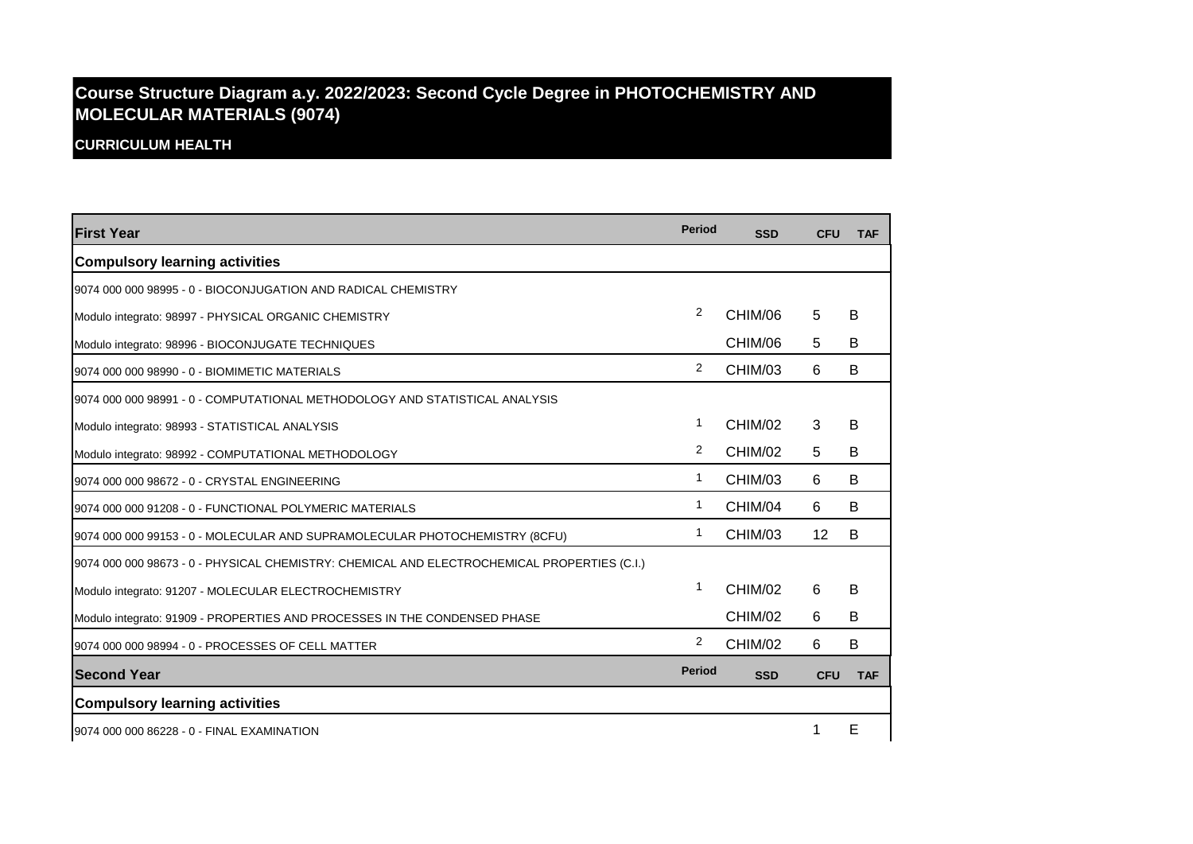# Course Structure Diagram a.y. 2022/2023: Second Cycle Degree in PHOTOCHEMISTRY AND MOLECULAR MATERIALS (9074)

**CURRICULUM HEALTH**

| **First Year** | **Period** | **SSD** | **CFU** | **TAF** |
| --- | --- | --- | --- | --- |
| **Compulsory learning activities** | | | | |
| 9074 000 000 98995 - 0 - BIOCONJUGATION AND RADICAL CHEMISTRY | | | | |
| Modulo integrato: 98997 - PHYSICAL ORGANIC CHEMISTRY | 2 | CHIM/06 | 5 | B |
| Modulo integrato: 98996 - BIOCONJUGATE TECHNIQUES | | CHIM/06 | 5 | B |
| 9074 000 000 98990 - 0 - BIOMIMETIC MATERIALS | 2 | CHIM/03 | 6 | B |
| 9074 000 000 98991 - 0 - COMPUTATIONAL METHODOLOGY AND STATISTICAL ANALYSIS | | | | |
| Modulo integrato: 98993 - STATISTICAL ANALYSIS | 1 | CHIM/02 | 3 | B |
| Modulo integrato: 98992 - COMPUTATIONAL METHODOLOGY | 2 | CHIM/02 | 5 | B |
| 9074 000 000 98672 - 0 - CRYSTAL ENGINEERING | 1 | CHIM/03 | 6 | B |
| 9074 000 000 91208 - 0 - FUNCTIONAL POLYMERIC MATERIALS | 1 | CHIM/04 | 6 | B |
| 9074 000 000 99153 - 0 - MOLECULAR AND SUPRAMOLECULAR PHOTOCHEMISTRY (8CFU) | 1 | CHIM/03 | 12 | B |
| 9074 000 000 98673 - 0 - PHYSICAL CHEMISTRY: CHEMICAL AND ELECTROCHEMICAL PROPERTIES (C.I.) | | | | |
| Modulo integrato: 91207 - MOLECULAR ELECTROCHEMISTRY | 1 | CHIM/02 | 6 | B |
| Modulo integrato: 91909 - PROPERTIES AND PROCESSES IN THE CONDENSED PHASE | | CHIM/02 | 6 | B |
| 9074 000 000 98994 - 0 - PROCESSES OF CELL MATTER | 2 | CHIM/02 | 6 | B |

| **Second Year** | **Period** | **SSD** | **CFU** | **TAF** |
| --- | --- | --- | --- | --- |
| **Compulsory learning activities** | | | | |
| 9074 000 000 86228 - 0 - FINAL EXAMINATION | | | 1 | E |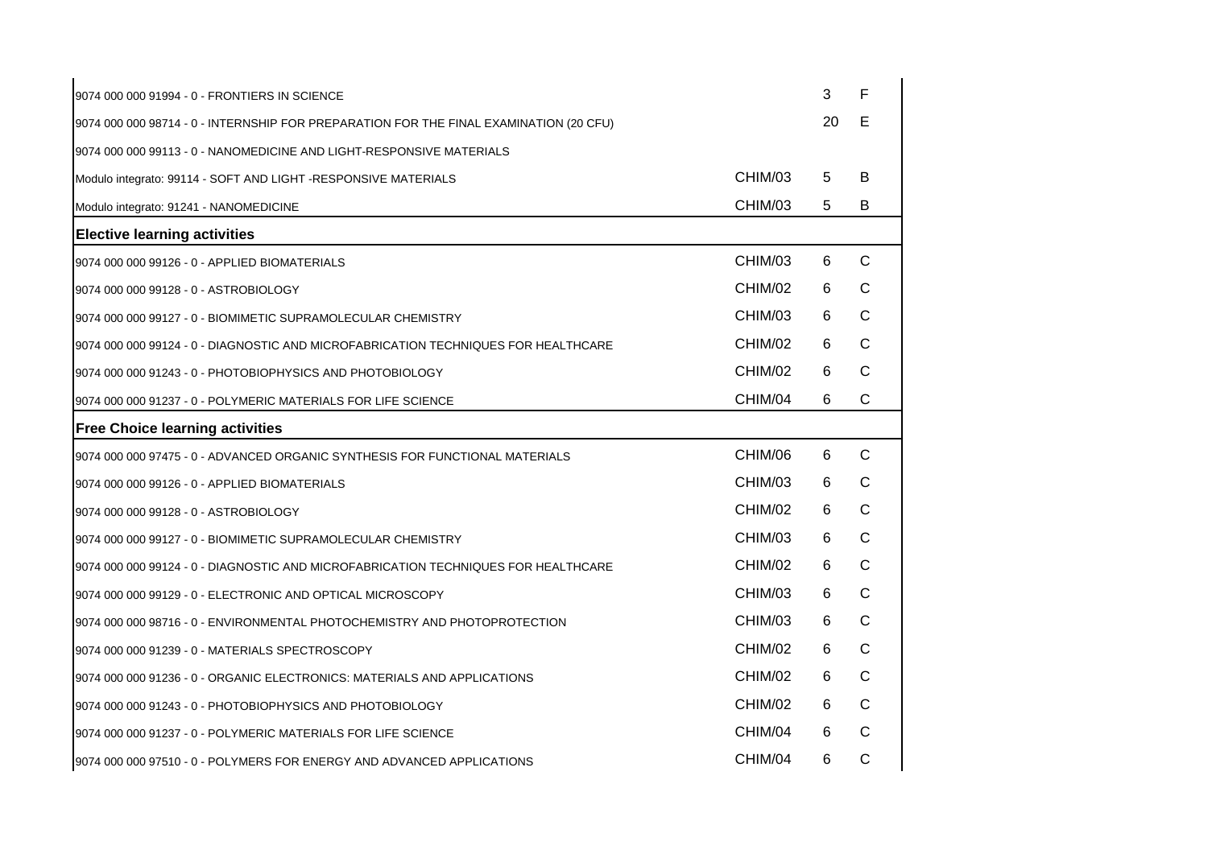| | | | |
|---|---|---|---|
| 9074 000 000 91994 - 0 - FRONTIERS IN SCIENCE | | 3 | F |
| 9074 000 000 98714 - 0 - INTERNSHIP FOR PREPARATION FOR THE FINAL EXAMINATION (20 CFU) | | 20 | E |
| 9074 000 000 99113 - 0 - NANOMEDICINE AND LIGHT-RESPONSIVE MATERIALS | | | |
| Modulo integrato: 99114 - SOFT AND LIGHT -RESPONSIVE MATERIALS | CHIM/03 | 5 | B |
| Modulo integrato: 91241 - NANOMEDICINE | CHIM/03 | 5 | B |
| **Elective learning activities** | | | |
| 9074 000 000 99126 - 0 - APPLIED BIOMATERIALS | CHIM/03 | 6 | C |
| 9074 000 000 99128 - 0 - ASTROBIOLOGY | CHIM/02 | 6 | C |
| 9074 000 000 99127 - 0 - BIOMIMETIC SUPRAMOLECULAR CHEMISTRY | CHIM/03 | 6 | C |
| 9074 000 000 99124 - 0 - DIAGNOSTIC AND MICROFABRICATION TECHNIQUES FOR HEALTHCARE | CHIM/02 | 6 | C |
| 9074 000 000 91243 - 0 - PHOTOBIOPHYSICS AND PHOTOBIOLOGY | CHIM/02 | 6 | C |
| 9074 000 000 91237 - 0 - POLYMERIC MATERIALS FOR LIFE SCIENCE | CHIM/04 | 6 | C |
| **Free Choice learning activities** | | | |
| 9074 000 000 97475 - 0 - ADVANCED ORGANIC SYNTHESIS FOR FUNCTIONAL MATERIALS | CHIM/06 | 6 | C |
| 9074 000 000 99126 - 0 - APPLIED BIOMATERIALS | CHIM/03 | 6 | C |
| 9074 000 000 99128 - 0 - ASTROBIOLOGY | CHIM/02 | 6 | C |
| 9074 000 000 99127 - 0 - BIOMIMETIC SUPRAMOLECULAR CHEMISTRY | CHIM/03 | 6 | C |
| 9074 000 000 99124 - 0 - DIAGNOSTIC AND MICROFABRICATION TECHNIQUES FOR HEALTHCARE | CHIM/02 | 6 | C |
| 9074 000 000 99129 - 0 - ELECTRONIC AND OPTICAL MICROSCOPY | CHIM/03 | 6 | C |
| 9074 000 000 98716 - 0 - ENVIRONMENTAL PHOTOCHEMISTRY AND PHOTOPROTECTION | CHIM/03 | 6 | C |
| 9074 000 000 91239 - 0 - MATERIALS SPECTROSCOPY | CHIM/02 | 6 | C |
| 9074 000 000 91236 - 0 - ORGANIC ELECTRONICS: MATERIALS AND APPLICATIONS | CHIM/02 | 6 | C |
| 9074 000 000 91243 - 0 - PHOTOBIOPHYSICS AND PHOTOBIOLOGY | CHIM/02 | 6 | C |
| 9074 000 000 91237 - 0 - POLYMERIC MATERIALS FOR LIFE SCIENCE | CHIM/04 | 6 | C |
| 9074 000 000 97510 - 0 - POLYMERS FOR ENERGY AND ADVANCED APPLICATIONS | CHIM/04 | 6 | C |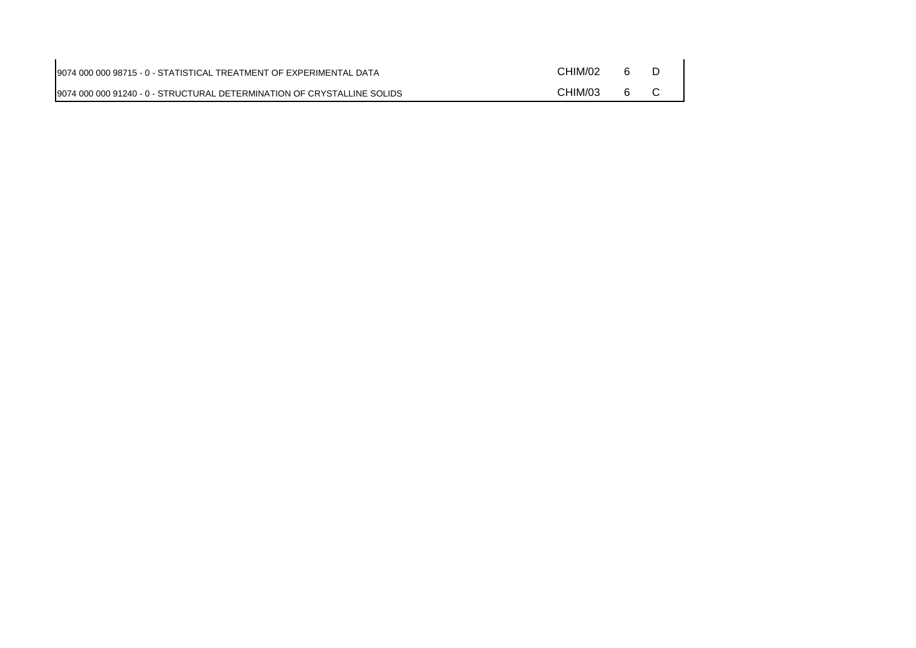| | | | |
|---|---|---|---|
| 9074 000 000 98715 - 0 - STATISTICAL TREATMENT OF EXPERIMENTAL DATA | CHIM/02 | 6 | D |
| 9074 000 000 91240 - 0 - STRUCTURAL DETERMINATION OF CRYSTALLINE SOLIDS | CHIM/03 | 6 | C |